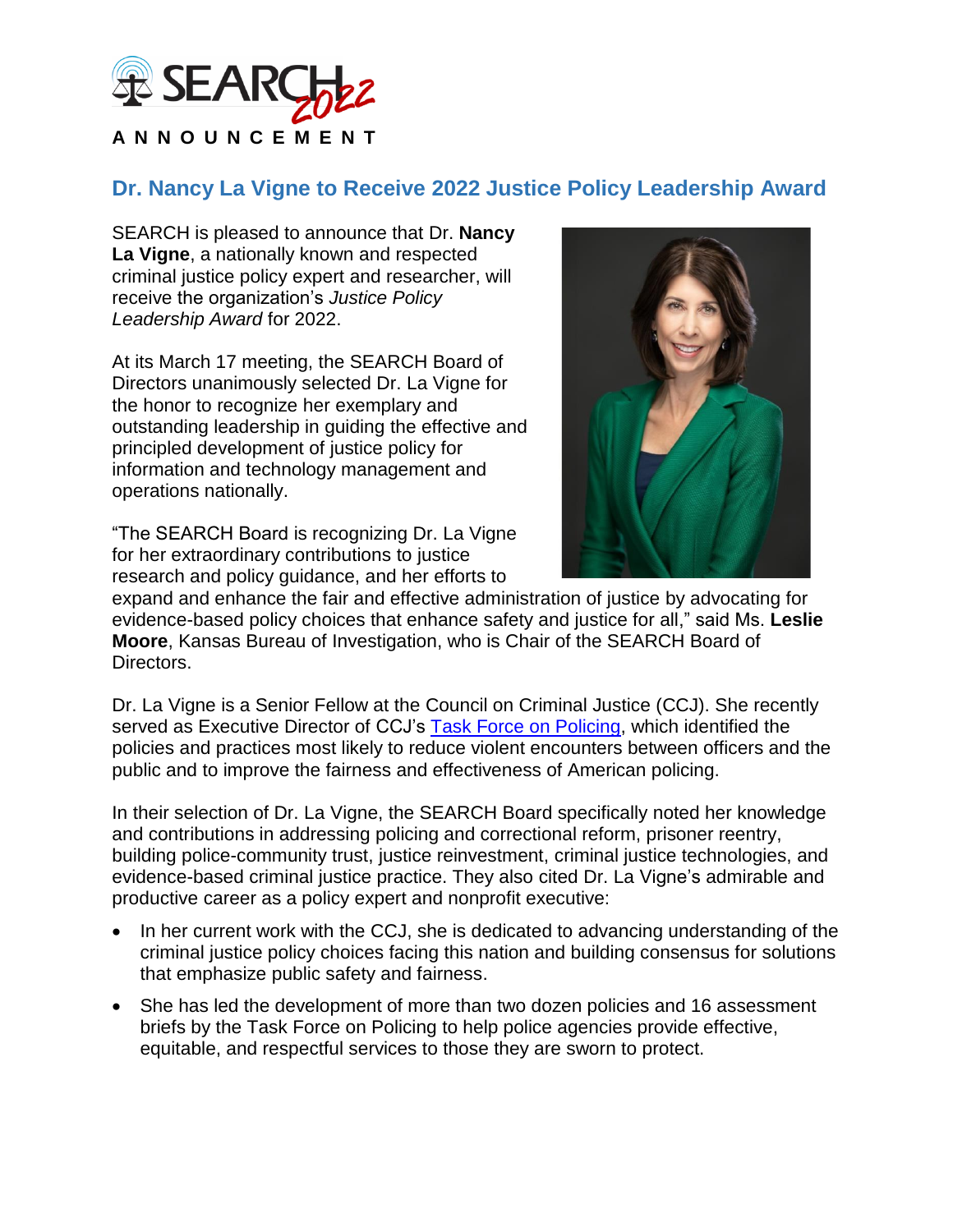SEARCH 2022

**ANNOUNCEMENT**

## Dr. Nancy La Vigne to Receive 2022 Justice Policy Leadership Award

SEARCH is pleased to announce that Dr. **Nancy La Vigne**, a nationally known and respected criminal justice policy expert and researcher, will receive the organization's *Justice Policy Leadership Award* for 2022.

At its March 17 meeting, the SEARCH Board of Directors unanimously selected Dr. La Vigne for the honor to recognize her exemplary and outstanding leadership in guiding the effective and principled development of justice policy for information and technology management and operations nationally.

"The SEARCH Board is recognizing Dr. La Vigne for her extraordinary contributions to justice research and policy guidance, and her efforts to expand and enhance the fair and effective administration of justice by advocating for evidence-based policy choices that enhance safety and justice for all," said Ms. **Leslie Moore**, Kansas Bureau of Investigation, who is Chair of the SEARCH Board of Directors.

Dr. La Vigne is a Senior Fellow at the Council on Criminal Justice (CCJ). She recently served as Executive Director of CCJ's Task Force on Policing, which identified the policies and practices most likely to reduce violent encounters between officers and the public and to improve the fairness and effectiveness of American policing.

In their selection of Dr. La Vigne, the SEARCH Board specifically noted her knowledge and contributions in addressing policing and correctional reform, prisoner reentry, building police-community trust, justice reinvestment, criminal justice technologies, and evidence-based criminal justice practice. They also cited Dr. La Vigne's admirable and productive career as a policy expert and nonprofit executive:

- In her current work with the CCJ, she is dedicated to advancing understanding of the criminal justice policy choices facing this nation and building consensus for solutions that emphasize public safety and fairness.
- She has led the development of more than two dozen policies and 16 assessment briefs by the Task Force on Policing to help police agencies provide effective, equitable, and respectful services to those they are sworn to protect.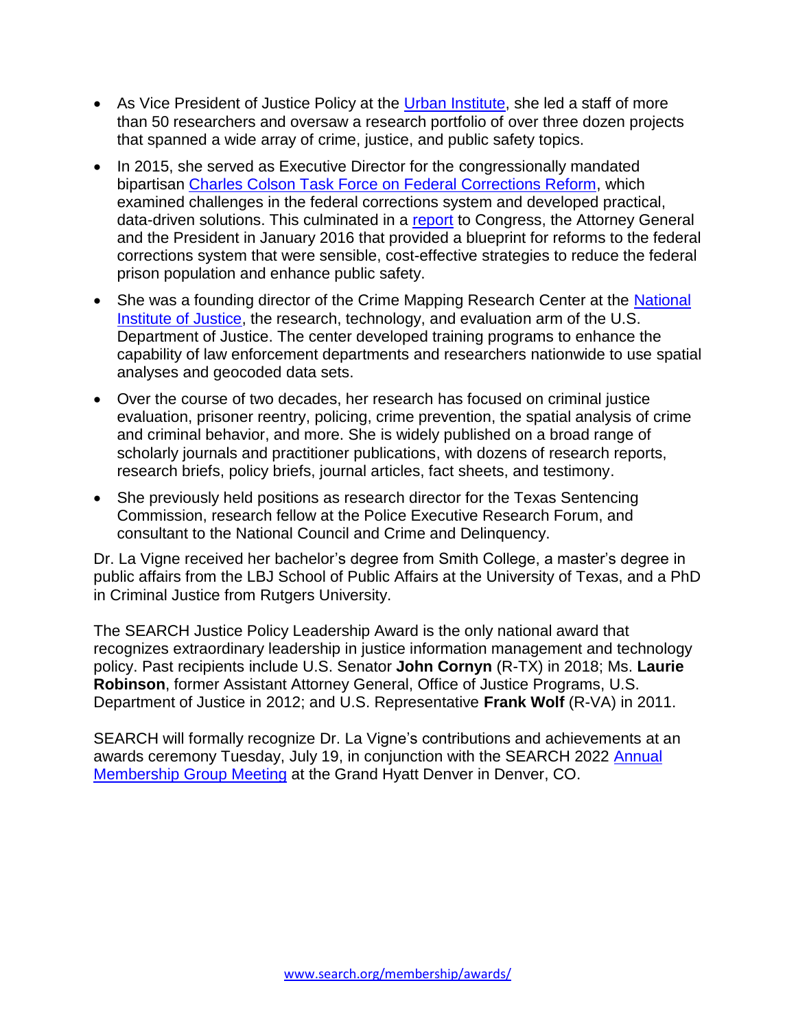- As Vice President of Justice Policy at the [Urban Institute](), she led a staff of more than 50 researchers and oversaw a research portfolio of over three dozen projects that spanned a wide array of crime, justice, and public safety topics.
- In 2015, she served as Executive Director for the congressionally mandated bipartisan [Charles Colson Task Force on Federal Corrections Reform](), which examined challenges in the federal corrections system and developed practical, data-driven solutions. This culminated in a [report]() to Congress, the Attorney General and the President in January 2016 that provided a blueprint for reforms to the federal corrections system that were sensible, cost-effective strategies to reduce the federal prison population and enhance public safety.
- She was a founding director of the Crime Mapping Research Center at the [National Institute of Justice](), the research, technology, and evaluation arm of the U.S. Department of Justice. The center developed training programs to enhance the capability of law enforcement departments and researchers nationwide to use spatial analyses and geocoded data sets.
- Over the course of two decades, her research has focused on criminal justice evaluation, prisoner reentry, policing, crime prevention, the spatial analysis of crime and criminal behavior, and more. She is widely published on a broad range of scholarly journals and practitioner publications, with dozens of research reports, research briefs, policy briefs, journal articles, fact sheets, and testimony.
- She previously held positions as research director for the Texas Sentencing Commission, research fellow at the Police Executive Research Forum, and consultant to the National Council and Crime and Delinquency.

Dr. La Vigne received her bachelor's degree from Smith College, a master's degree in public affairs from the LBJ School of Public Affairs at the University of Texas, and a PhD in Criminal Justice from Rutgers University.

The SEARCH Justice Policy Leadership Award is the only national award that recognizes extraordinary leadership in justice information management and technology policy. Past recipients include U.S. Senator **John Cornyn** (R-TX) in 2018; Ms. **Laurie Robinson**, former Assistant Attorney General, Office of Justice Programs, U.S. Department of Justice in 2012; and U.S. Representative **Frank Wolf** (R-VA) in 2011.

SEARCH will formally recognize Dr. La Vigne's contributions and achievements at an awards ceremony Tuesday, July 19, in conjunction with the SEARCH 2022 [Annual Membership Group Meeting]() at the Grand Hyatt Denver in Denver, CO.

www.search.org/membership/awards/